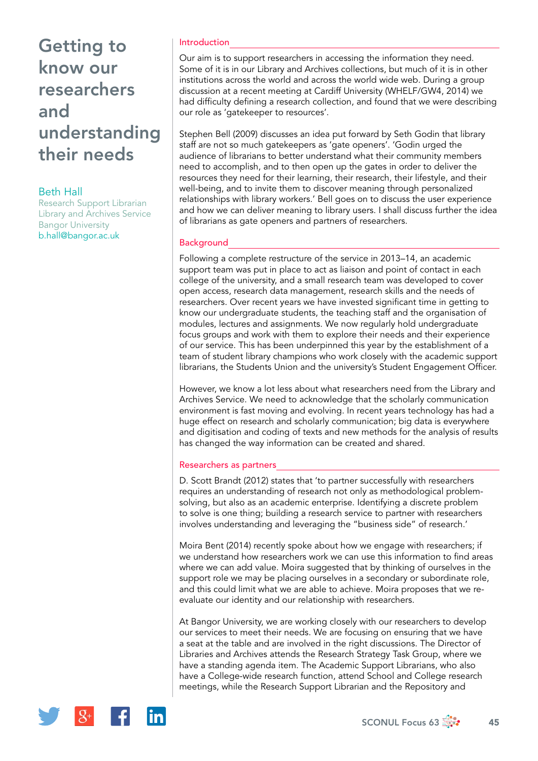# Getting to know our researchers and understanding their needs

**Beth Hall**
Research Support Librarian
Library and Archives Service
Bangor University
b.hall@bangor.ac.uk

## Introduction

Our aim is to support researchers in accessing the information they need. Some of it is in our Library and Archives collections, but much of it is in other institutions across the world and across the world wide web. During a group discussion at a recent meeting at Cardiff University (WHELF/GW4, 2014) we had difficulty defining a research collection, and found that we were describing our role as 'gatekeeper to resources'.

Stephen Bell (2009) discusses an idea put forward by Seth Godin that library staff are not so much gatekeepers as 'gate openers'. 'Godin urged the audience of librarians to better understand what their community members need to accomplish, and to then open up the gates in order to deliver the resources they need for their learning, their research, their lifestyle, and their well-being, and to invite them to discover meaning through personalized relationships with library workers.' Bell goes on to discuss the user experience and how we can deliver meaning to library users. I shall discuss further the idea of librarians as gate openers and partners of researchers.

## Background

Following a complete restructure of the service in 2013–14, an academic support team was put in place to act as liaison and point of contact in each college of the university, and a small research team was developed to cover open access, research data management, research skills and the needs of researchers. Over recent years we have invested significant time in getting to know our undergraduate students, the teaching staff and the organisation of modules, lectures and assignments. We now regularly hold undergraduate focus groups and work with them to explore their needs and their experience of our service. This has been underpinned this year by the establishment of a team of student library champions who work closely with the academic support librarians, the Students Union and the university's Student Engagement Officer.

However, we know a lot less about what researchers need from the Library and Archives Service. We need to acknowledge that the scholarly communication environment is fast moving and evolving. In recent years technology has had a huge effect on research and scholarly communication; big data is everywhere and digitisation and coding of texts and new methods for the analysis of results has changed the way information can be created and shared.

## Researchers as partners

D. Scott Brandt (2012) states that 'to partner successfully with researchers requires an understanding of research not only as methodological problem-solving, but also as an academic enterprise. Identifying a discrete problem to solve is one thing; building a research service to partner with researchers involves understanding and leveraging the "business side" of research.'

Moira Bent (2014) recently spoke about how we engage with researchers; if we understand how researchers work we can use this information to find areas where we can add value. Moira suggested that by thinking of ourselves in the support role we may be placing ourselves in a secondary or subordinate role, and this could limit what we are able to achieve. Moira proposes that we re-evaluate our identity and our relationship with researchers.

At Bangor University, we are working closely with our researchers to develop our services to meet their needs. We are focusing on ensuring that we have a seat at the table and are involved in the right discussions. The Director of Libraries and Archives attends the Research Strategy Task Group, where we have a standing agenda item. The Academic Support Librarians, who also have a College-wide research function, attend School and College research meetings, while the Research Support Librarian and the Repository and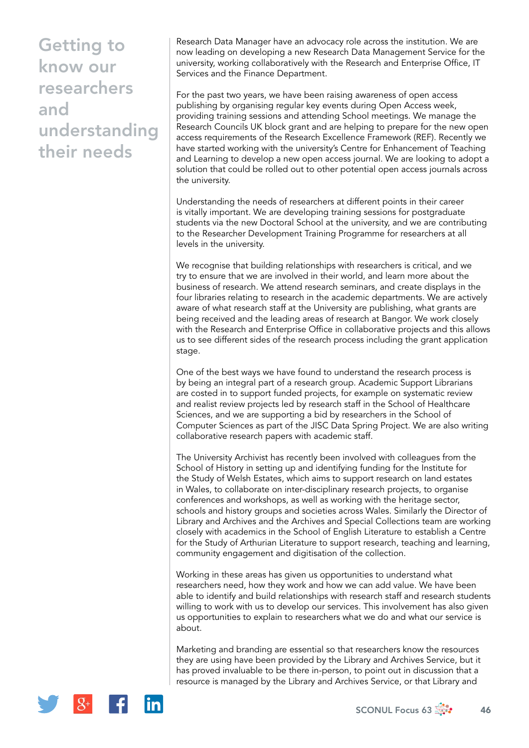## Getting to know our researchers and understanding their needs

Research Data Manager have an advocacy role across the institution. We are now leading on developing a new Research Data Management Service for the university, working collaboratively with the Research and Enterprise Office, IT Services and the Finance Department.

For the past two years, we have been raising awareness of open access publishing by organising regular key events during Open Access week, providing training sessions and attending School meetings. We manage the Research Councils UK block grant and are helping to prepare for the new open access requirements of the Research Excellence Framework (REF). Recently we have started working with the university's Centre for Enhancement of Teaching and Learning to develop a new open access journal. We are looking to adopt a solution that could be rolled out to other potential open access journals across the university.

Understanding the needs of researchers at different points in their career is vitally important. We are developing training sessions for postgraduate students via the new Doctoral School at the university, and we are contributing to the Researcher Development Training Programme for researchers at all levels in the university.

We recognise that building relationships with researchers is critical, and we try to ensure that we are involved in their world, and learn more about the business of research. We attend research seminars, and create displays in the four libraries relating to research in the academic departments. We are actively aware of what research staff at the University are publishing, what grants are being received and the leading areas of research at Bangor. We work closely with the Research and Enterprise Office in collaborative projects and this allows us to see different sides of the research process including the grant application stage.

One of the best ways we have found to understand the research process is by being an integral part of a research group. Academic Support Librarians are costed in to support funded projects, for example on systematic review and realist review projects led by research staff in the School of Healthcare Sciences, and we are supporting a bid by researchers in the School of Computer Sciences as part of the JISC Data Spring Project. We are also writing collaborative research papers with academic staff.

The University Archivist has recently been involved with colleagues from the School of History in setting up and identifying funding for the Institute for the Study of Welsh Estates, which aims to support research on land estates in Wales, to collaborate on inter-disciplinary research projects, to organise conferences and workshops, as well as working with the heritage sector, schools and history groups and societies across Wales. Similarly the Director of Library and Archives and the Archives and Special Collections team are working closely with academics in the School of English Literature to establish a Centre for the Study of Arthurian Literature to support research, teaching and learning, community engagement and digitisation of the collection.

Working in these areas has given us opportunities to understand what researchers need, how they work and how we can add value. We have been able to identify and build relationships with research staff and research students willing to work with us to develop our services. This involvement has also given us opportunities to explain to researchers what we do and what our service is about.

Marketing and branding are essential so that researchers know the resources they are using have been provided by the Library and Archives Service, but it has proved invaluable to be there in-person, to point out in discussion that a resource is managed by the Library and Archives Service, or that Library and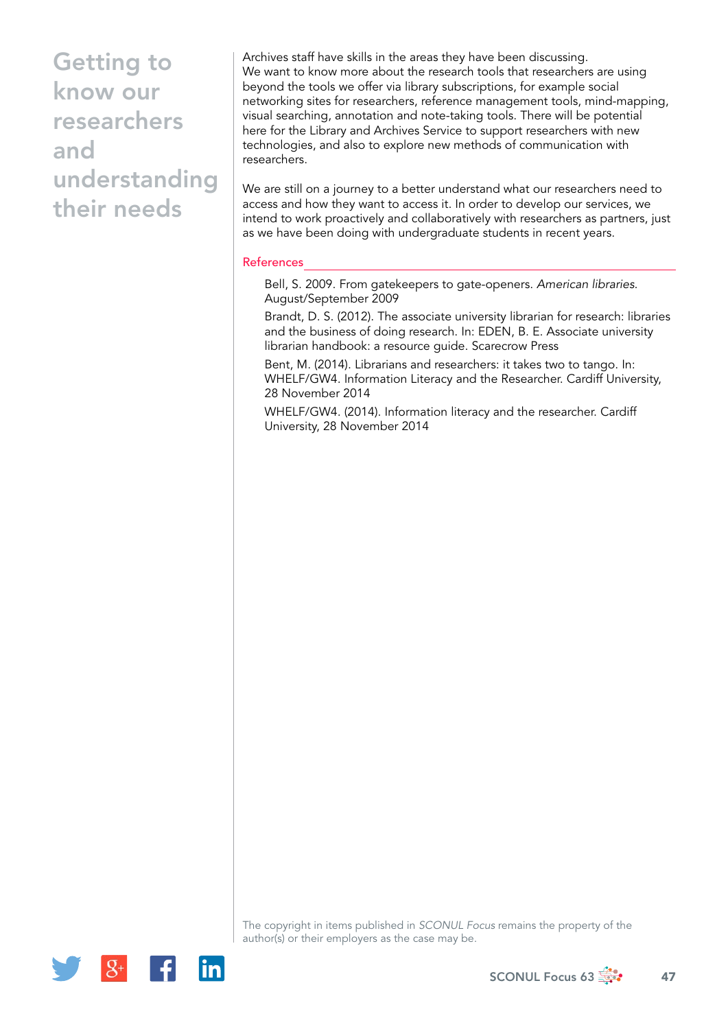# Getting to know our researchers and understanding their needs

Archives staff have skills in the areas they have been discussing.
We want to know more about the research tools that researchers are using beyond the tools we offer via library subscriptions, for example social networking sites for researchers, reference management tools, mind-mapping, visual searching, annotation and note-taking tools. There will be potential here for the Library and Archives Service to support researchers with new technologies, and also to explore new methods of communication with researchers.

We are still on a journey to a better understand what our researchers need to access and how they want to access it. In order to develop our services, we intend to work proactively and collaboratively with researchers as partners, just as we have been doing with undergraduate students in recent years.

## References

Bell, S. 2009. From gatekeepers to gate-openers. *American libraries*. August/September 2009

Brandt, D. S. (2012). The associate university librarian for research: libraries and the business of doing research. In: EDEN, B. E. Associate university librarian handbook: a resource guide. Scarecrow Press

Bent, M. (2014). Librarians and researchers: it takes two to tango. In: WHELF/GW4. Information Literacy and the Researcher. Cardiff University, 28 November 2014

WHELF/GW4. (2014). Information literacy and the researcher. Cardiff University, 28 November 2014

The copyright in items published in *SCONUL Focus* remains the property of the author(s) or their employers as the case may be.